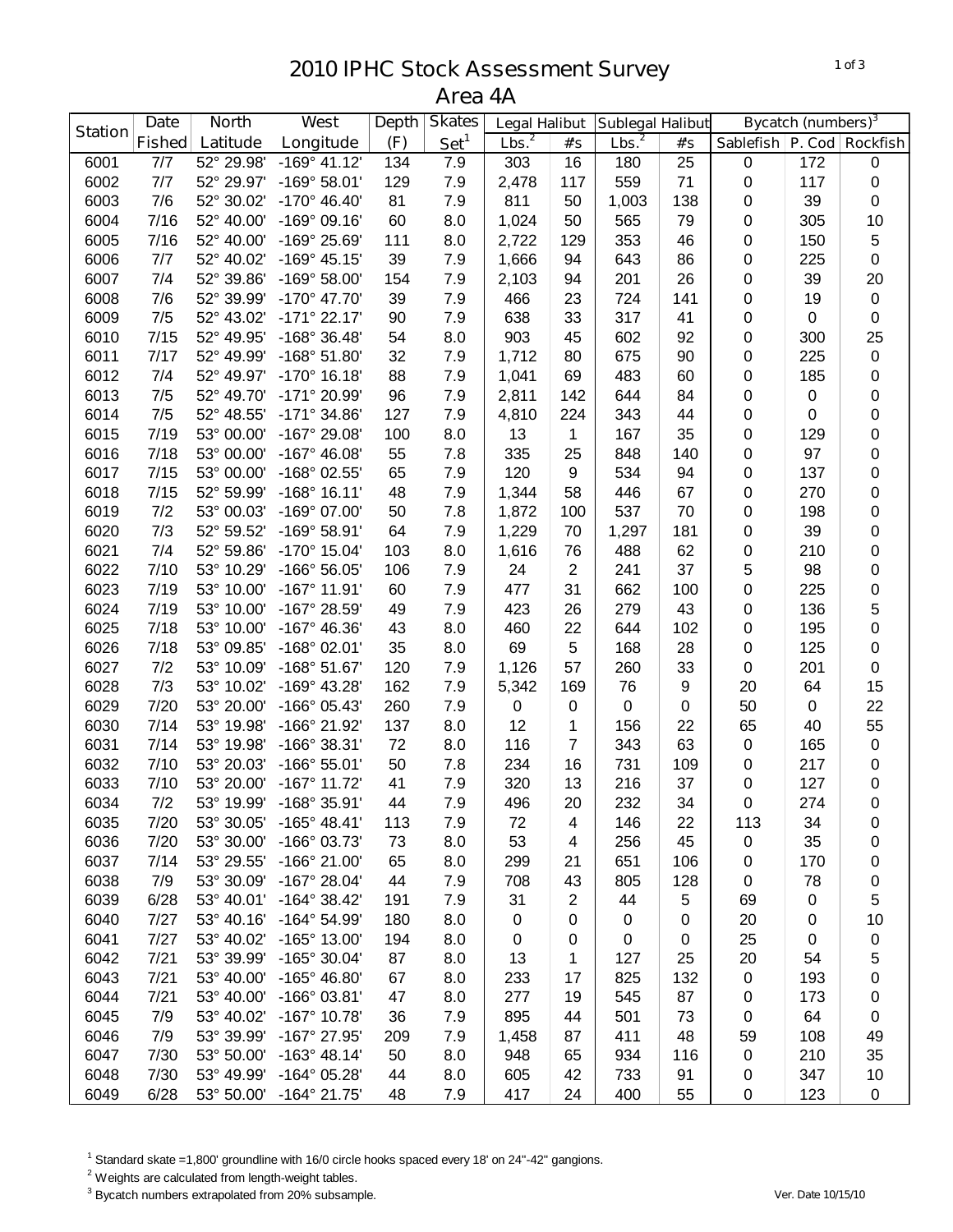# 2010 IPHC Stock Assessment Survey
## Area 4A

| Station | Date Fished | North Latitude | West Longitude | Depth (F) | Skates Set[1] | Legal Halibut | | Sublegal Halibut | | Bycatch (numbers)[3] | | |
|---|---|---|---|---|---|---|---|---|---|---|---|---|
| | | | | | | Lbs.[2] | #s | Lbs.[2] | #s | Sablefish | P. Cod | Rockfish |
| 6001 | 7/7 | 52° 29.98' | -169° 41.12' | 134 | 7.9 | 303 | 16 | 180 | 25 | 0 | 172 | 0 |
| 6002 | 7/7 | 52° 29.97' | -169° 58.01' | 129 | 7.9 | 2,478 | 117 | 559 | 71 | 0 | 117 | 0 |
| 6003 | 7/6 | 52° 30.02' | -170° 46.40' | 81 | 7.9 | 811 | 50 | 1,003 | 138 | 0 | 39 | 0 |
| 6004 | 7/16 | 52° 40.00' | -169° 09.16' | 60 | 8.0 | 1,024 | 50 | 565 | 79 | 0 | 305 | 10 |
| 6005 | 7/16 | 52° 40.00' | -169° 25.69' | 111 | 8.0 | 2,722 | 129 | 353 | 46 | 0 | 150 | 5 |
| 6006 | 7/7 | 52° 40.02' | -169° 45.15' | 39 | 7.9 | 1,666 | 94 | 643 | 86 | 0 | 225 | 0 |
| 6007 | 7/4 | 52° 39.86' | -169° 58.00' | 154 | 7.9 | 2,103 | 94 | 201 | 26 | 0 | 39 | 20 |
| 6008 | 7/6 | 52° 39.99' | -170° 47.70' | 39 | 7.9 | 466 | 23 | 724 | 141 | 0 | 19 | 0 |
| 6009 | 7/5 | 52° 43.02' | -171° 22.17' | 90 | 7.9 | 638 | 33 | 317 | 41 | 0 | 0 | 0 |
| 6010 | 7/15 | 52° 49.95' | -168° 36.48' | 54 | 8.0 | 903 | 45 | 602 | 92 | 0 | 300 | 25 |
| 6011 | 7/17 | 52° 49.99' | -168° 51.80' | 32 | 7.9 | 1,712 | 80 | 675 | 90 | 0 | 225 | 0 |
| 6012 | 7/4 | 52° 49.97' | -170° 16.18' | 88 | 7.9 | 1,041 | 69 | 483 | 60 | 0 | 185 | 0 |
| 6013 | 7/5 | 52° 49.70' | -171° 20.99' | 96 | 7.9 | 2,811 | 142 | 644 | 84 | 0 | 0 | 0 |
| 6014 | 7/5 | 52° 48.55' | -171° 34.86' | 127 | 7.9 | 4,810 | 224 | 343 | 44 | 0 | 0 | 0 |
| 6015 | 7/19 | 53° 00.00' | -167° 29.08' | 100 | 8.0 | 13 | 1 | 167 | 35 | 0 | 129 | 0 |
| 6016 | 7/18 | 53° 00.00' | -167° 46.08' | 55 | 7.8 | 335 | 25 | 848 | 140 | 0 | 97 | 0 |
| 6017 | 7/15 | 53° 00.00' | -168° 02.55' | 65 | 7.9 | 120 | 9 | 534 | 94 | 0 | 137 | 0 |
| 6018 | 7/15 | 52° 59.99' | -168° 16.11' | 48 | 7.9 | 1,344 | 58 | 446 | 67 | 0 | 270 | 0 |
| 6019 | 7/2 | 53° 00.03' | -169° 07.00' | 50 | 7.8 | 1,872 | 100 | 537 | 70 | 0 | 198 | 0 |
| 6020 | 7/3 | 52° 59.52' | -169° 58.91' | 64 | 7.9 | 1,229 | 70 | 1,297 | 181 | 0 | 39 | 0 |
| 6021 | 7/4 | 52° 59.86' | -170° 15.04' | 103 | 8.0 | 1,616 | 76 | 488 | 62 | 0 | 210 | 0 |
| 6022 | 7/10 | 53° 10.29' | -166° 56.05' | 106 | 7.9 | 24 | 2 | 241 | 37 | 5 | 98 | 0 |
| 6023 | 7/19 | 53° 10.00' | -167° 11.91' | 60 | 7.9 | 477 | 31 | 662 | 100 | 0 | 225 | 0 |
| 6024 | 7/19 | 53° 10.00' | -167° 28.59' | 49 | 7.9 | 423 | 26 | 279 | 43 | 0 | 136 | 5 |
| 6025 | 7/18 | 53° 10.00' | -167° 46.36' | 43 | 8.0 | 460 | 22 | 644 | 102 | 0 | 195 | 0 |
| 6026 | 7/18 | 53° 09.85' | -168° 02.01' | 35 | 8.0 | 69 | 5 | 168 | 28 | 0 | 125 | 0 |
| 6027 | 7/2 | 53° 10.09' | -168° 51.67' | 120 | 7.9 | 1,126 | 57 | 260 | 33 | 0 | 201 | 0 |
| 6028 | 7/3 | 53° 10.02' | -169° 43.28' | 162 | 7.9 | 5,342 | 169 | 76 | 9 | 20 | 64 | 15 |
| 6029 | 7/20 | 53° 20.00' | -166° 05.43' | 260 | 7.9 | 0 | 0 | 0 | 0 | 50 | 0 | 22 |
| 6030 | 7/14 | 53° 19.98' | -166° 21.92' | 137 | 8.0 | 12 | 1 | 156 | 22 | 65 | 40 | 55 |
| 6031 | 7/14 | 53° 19.98' | -166° 38.31' | 72 | 8.0 | 116 | 7 | 343 | 63 | 0 | 165 | 0 |
| 6032 | 7/10 | 53° 20.03' | -166° 55.01' | 50 | 7.8 | 234 | 16 | 731 | 109 | 0 | 217 | 0 |
| 6033 | 7/10 | 53° 20.00' | -167° 11.72' | 41 | 7.9 | 320 | 13 | 216 | 37 | 0 | 127 | 0 |
| 6034 | 7/2 | 53° 19.99' | -168° 35.91' | 44 | 7.9 | 496 | 20 | 232 | 34 | 0 | 274 | 0 |
| 6035 | 7/20 | 53° 30.05' | -165° 48.41' | 113 | 7.9 | 72 | 4 | 146 | 22 | 113 | 34 | 0 |
| 6036 | 7/20 | 53° 30.00' | -166° 03.73' | 73 | 8.0 | 53 | 4 | 256 | 45 | 0 | 35 | 0 |
| 6037 | 7/14 | 53° 29.55' | -166° 21.00' | 65 | 8.0 | 299 | 21 | 651 | 106 | 0 | 170 | 0 |
| 6038 | 7/9 | 53° 30.09' | -167° 28.04' | 44 | 7.9 | 708 | 43 | 805 | 128 | 0 | 78 | 0 |
| 6039 | 6/28 | 53° 40.01' | -164° 38.42' | 191 | 7.9 | 31 | 2 | 44 | 5 | 69 | 0 | 5 |
| 6040 | 7/27 | 53° 40.16' | -164° 54.99' | 180 | 8.0 | 0 | 0 | 0 | 0 | 20 | 0 | 10 |
| 6041 | 7/27 | 53° 40.02' | -165° 13.00' | 194 | 8.0 | 0 | 0 | 0 | 0 | 25 | 0 | 0 |
| 6042 | 7/21 | 53° 39.99' | -165° 30.04' | 87 | 8.0 | 13 | 1 | 127 | 25 | 20 | 54 | 5 |
| 6043 | 7/21 | 53° 40.00' | -165° 46.80' | 67 | 8.0 | 233 | 17 | 825 | 132 | 0 | 193 | 0 |
| 6044 | 7/21 | 53° 40.00' | -166° 03.81' | 47 | 8.0 | 277 | 19 | 545 | 87 | 0 | 173 | 0 |
| 6045 | 7/9 | 53° 40.02' | -167° 10.78' | 36 | 7.9 | 895 | 44 | 501 | 73 | 0 | 64 | 0 |
| 6046 | 7/9 | 53° 39.99' | -167° 27.95' | 209 | 7.9 | 1,458 | 87 | 411 | 48 | 59 | 108 | 49 |
| 6047 | 7/30 | 53° 50.00' | -163° 48.14' | 50 | 8.0 | 948 | 65 | 934 | 116 | 0 | 210 | 35 |
| 6048 | 7/30 | 53° 49.99' | -164° 05.28' | 44 | 8.0 | 605 | 42 | 733 | 91 | 0 | 347 | 10 |
| 6049 | 6/28 | 53° 50.00' | -164° 21.75' | 48 | 7.9 | 417 | 24 | 400 | 55 | 0 | 123 | 0 |

[1] Standard skate =1,800' groundline with 16/0 circle hooks spaced every 18' on 24"-42" gangions.

[2] Weights are calculated from length-weight tables.

[3] Bycatch numbers extrapolated from 20% subsample.

Ver. Date 10/15/10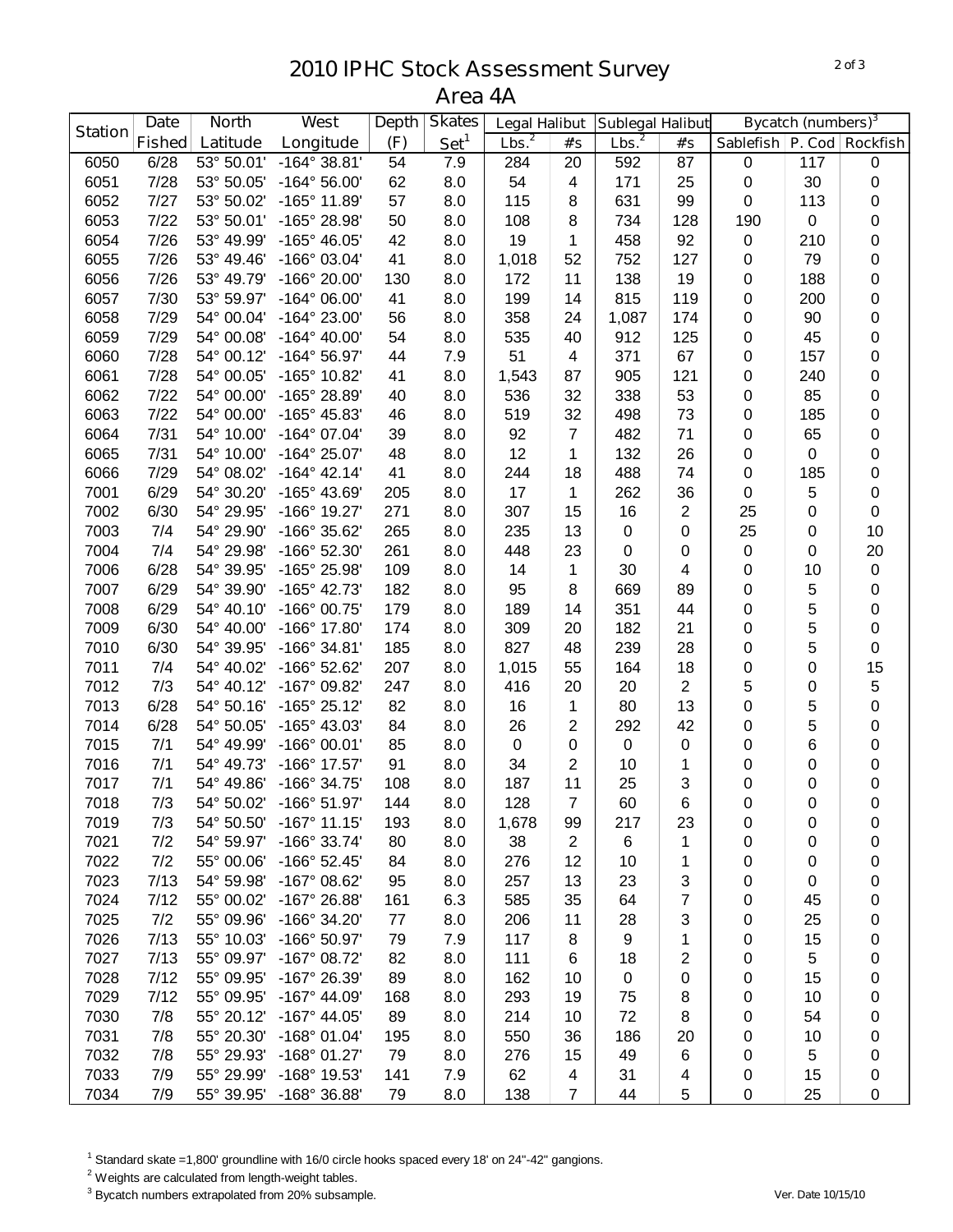# 2010 IPHC Stock Assessment Survey

## Area 4A

| Station | Date | North | West | Depth | Skates | Legal Halibut | | Sublegal Halibut | | Bycatch (numbers)[3] | | |
|---|---|---|---|---|---|---|---|---|---|---|---|---|
| | Fished | Latitude | Longitude | (F) | Set[1] | Lbs.[2] | #s | Lbs.[2] | #s | Sablefish | P. Cod | Rockfish |
| 6050 | 6/28 | 53° 50.01' | -164° 38.81' | 54 | 7.9 | 284 | 20 | 592 | 87 | 0 | 117 | 0 |
| 6051 | 7/28 | 53° 50.05' | -164° 56.00' | 62 | 8.0 | 54 | 4 | 171 | 25 | 0 | 30 | 0 |
| 6052 | 7/27 | 53° 50.02' | -165° 11.89' | 57 | 8.0 | 115 | 8 | 631 | 99 | 0 | 113 | 0 |
| 6053 | 7/22 | 53° 50.01' | -165° 28.98' | 50 | 8.0 | 108 | 8 | 734 | 128 | 190 | 0 | 0 |
| 6054 | 7/26 | 53° 49.99' | -165° 46.05' | 42 | 8.0 | 19 | 1 | 458 | 92 | 0 | 210 | 0 |
| 6055 | 7/26 | 53° 49.46' | -166° 03.04' | 41 | 8.0 | 1,018 | 52 | 752 | 127 | 0 | 79 | 0 |
| 6056 | 7/26 | 53° 49.79' | -166° 20.00' | 130 | 8.0 | 172 | 11 | 138 | 19 | 0 | 188 | 0 |
| 6057 | 7/30 | 53° 59.97' | -164° 06.00' | 41 | 8.0 | 199 | 14 | 815 | 119 | 0 | 200 | 0 |
| 6058 | 7/29 | 54° 00.04' | -164° 23.00' | 56 | 8.0 | 358 | 24 | 1,087 | 174 | 0 | 90 | 0 |
| 6059 | 7/29 | 54° 00.08' | -164° 40.00' | 54 | 8.0 | 535 | 40 | 912 | 125 | 0 | 45 | 0 |
| 6060 | 7/28 | 54° 00.12' | -164° 56.97' | 44 | 7.9 | 51 | 4 | 371 | 67 | 0 | 157 | 0 |
| 6061 | 7/28 | 54° 00.05' | -165° 10.82' | 41 | 8.0 | 1,543 | 87 | 905 | 121 | 0 | 240 | 0 |
| 6062 | 7/22 | 54° 00.00' | -165° 28.89' | 40 | 8.0 | 536 | 32 | 338 | 53 | 0 | 85 | 0 |
| 6063 | 7/22 | 54° 00.00' | -165° 45.83' | 46 | 8.0 | 519 | 32 | 498 | 73 | 0 | 185 | 0 |
| 6064 | 7/31 | 54° 10.00' | -164° 07.04' | 39 | 8.0 | 92 | 7 | 482 | 71 | 0 | 65 | 0 |
| 6065 | 7/31 | 54° 10.00' | -164° 25.07' | 48 | 8.0 | 12 | 1 | 132 | 26 | 0 | 0 | 0 |
| 6066 | 7/29 | 54° 08.02' | -164° 42.14' | 41 | 8.0 | 244 | 18 | 488 | 74 | 0 | 185 | 0 |
| 7001 | 6/29 | 54° 30.20' | -165° 43.69' | 205 | 8.0 | 17 | 1 | 262 | 36 | 0 | 5 | 0 |
| 7002 | 6/30 | 54° 29.95' | -166° 19.27' | 271 | 8.0 | 307 | 15 | 16 | 2 | 25 | 0 | 0 |
| 7003 | 7/4 | 54° 29.90' | -166° 35.62' | 265 | 8.0 | 235 | 13 | 0 | 0 | 25 | 0 | 10 |
| 7004 | 7/4 | 54° 29.98' | -166° 52.30' | 261 | 8.0 | 448 | 23 | 0 | 0 | 0 | 0 | 20 |
| 7006 | 6/28 | 54° 39.95' | -165° 25.98' | 109 | 8.0 | 14 | 1 | 30 | 4 | 0 | 10 | 0 |
| 7007 | 6/29 | 54° 39.90' | -165° 42.73' | 182 | 8.0 | 95 | 8 | 669 | 89 | 0 | 5 | 0 |
| 7008 | 6/29 | 54° 40.10' | -166° 00.75' | 179 | 8.0 | 189 | 14 | 351 | 44 | 0 | 5 | 0 |
| 7009 | 6/30 | 54° 40.00' | -166° 17.80' | 174 | 8.0 | 309 | 20 | 182 | 21 | 0 | 5 | 0 |
| 7010 | 6/30 | 54° 39.95' | -166° 34.81' | 185 | 8.0 | 827 | 48 | 239 | 28 | 0 | 5 | 0 |
| 7011 | 7/4 | 54° 40.02' | -166° 52.62' | 207 | 8.0 | 1,015 | 55 | 164 | 18 | 0 | 0 | 15 |
| 7012 | 7/3 | 54° 40.12' | -167° 09.82' | 247 | 8.0 | 416 | 20 | 20 | 2 | 5 | 0 | 5 |
| 7013 | 6/28 | 54° 50.16' | -165° 25.12' | 82 | 8.0 | 16 | 1 | 80 | 13 | 0 | 5 | 0 |
| 7014 | 6/28 | 54° 50.05' | -165° 43.03' | 84 | 8.0 | 26 | 2 | 292 | 42 | 0 | 5 | 0 |
| 7015 | 7/1 | 54° 49.99' | -166° 00.01' | 85 | 8.0 | 0 | 0 | 0 | 0 | 0 | 6 | 0 |
| 7016 | 7/1 | 54° 49.73' | -166° 17.57' | 91 | 8.0 | 34 | 2 | 10 | 1 | 0 | 0 | 0 |
| 7017 | 7/1 | 54° 49.86' | -166° 34.75' | 108 | 8.0 | 187 | 11 | 25 | 3 | 0 | 0 | 0 |
| 7018 | 7/3 | 54° 50.02' | -166° 51.97' | 144 | 8.0 | 128 | 7 | 60 | 6 | 0 | 0 | 0 |
| 7019 | 7/3 | 54° 50.50' | -167° 11.15' | 193 | 8.0 | 1,678 | 99 | 217 | 23 | 0 | 0 | 0 |
| 7021 | 7/2 | 54° 59.97' | -166° 33.74' | 80 | 8.0 | 38 | 2 | 6 | 1 | 0 | 0 | 0 |
| 7022 | 7/2 | 55° 00.06' | -166° 52.45' | 84 | 8.0 | 276 | 12 | 10 | 1 | 0 | 0 | 0 |
| 7023 | 7/13 | 54° 59.98' | -167° 08.62' | 95 | 8.0 | 257 | 13 | 23 | 3 | 0 | 0 | 0 |
| 7024 | 7/12 | 55° 00.02' | -167° 26.88' | 161 | 6.3 | 585 | 35 | 64 | 7 | 0 | 45 | 0 |
| 7025 | 7/2 | 55° 09.96' | -166° 34.20' | 77 | 8.0 | 206 | 11 | 28 | 3 | 0 | 25 | 0 |
| 7026 | 7/13 | 55° 10.03' | -166° 50.97' | 79 | 7.9 | 117 | 8 | 9 | 1 | 0 | 15 | 0 |
| 7027 | 7/13 | 55° 09.97' | -167° 08.72' | 82 | 8.0 | 111 | 6 | 18 | 2 | 0 | 5 | 0 |
| 7028 | 7/12 | 55° 09.95' | -167° 26.39' | 89 | 8.0 | 162 | 10 | 0 | 0 | 0 | 15 | 0 |
| 7029 | 7/12 | 55° 09.95' | -167° 44.09' | 168 | 8.0 | 293 | 19 | 75 | 8 | 0 | 10 | 0 |
| 7030 | 7/8 | 55° 20.12' | -167° 44.05' | 89 | 8.0 | 214 | 10 | 72 | 8 | 0 | 54 | 0 |
| 7031 | 7/8 | 55° 20.30' | -168° 01.04' | 195 | 8.0 | 550 | 36 | 186 | 20 | 0 | 10 | 0 |
| 7032 | 7/8 | 55° 29.93' | -168° 01.27' | 79 | 8.0 | 276 | 15 | 49 | 6 | 0 | 5 | 0 |
| 7033 | 7/9 | 55° 29.99' | -168° 19.53' | 141 | 7.9 | 62 | 4 | 31 | 4 | 0 | 15 | 0 |
| 7034 | 7/9 | 55° 39.95' | -168° 36.88' | 79 | 8.0 | 138 | 7 | 44 | 5 | 0 | 25 | 0 |

[1] Standard skate =1,800' groundline with 16/0 circle hooks spaced every 18' on 24"-42" gangions.

[2] Weights are calculated from length-weight tables.

[3] Bycatch numbers extrapolated from 20% subsample.

Ver. Date 10/15/10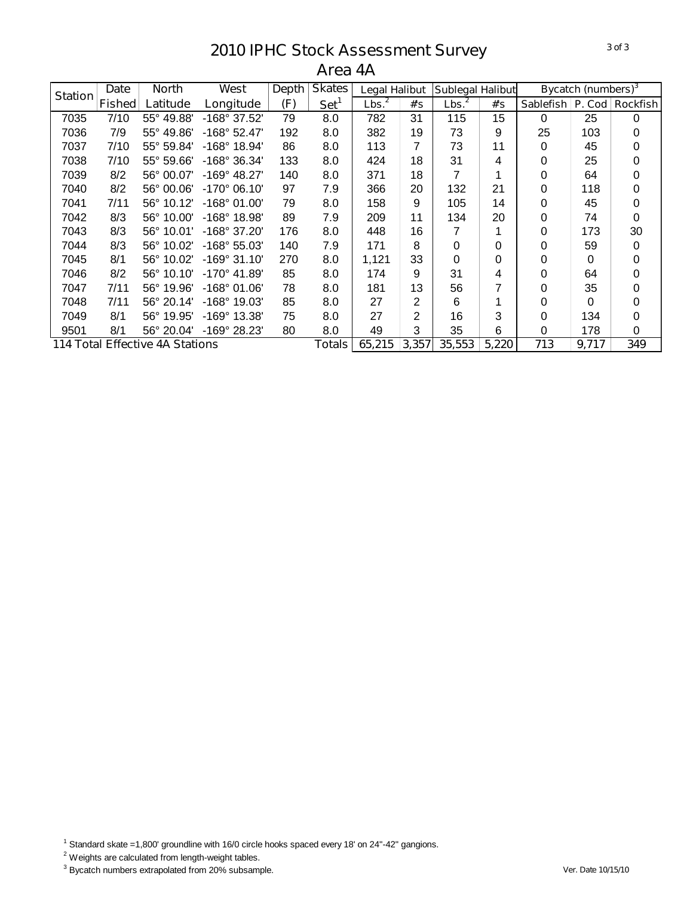# 2010 IPHC Stock Assessment Survey
## Area 4A

| Station | Date | North | West | Depth | Skates | Legal Halibut | | Sublegal Halibut | | Bycatch (numbers)[3] | | |
|---|---|---|---|---|---|---|---|---|---|---|---|---|
| | Fished | Latitude | Longitude | (F) | Set[1] | Lbs.[2] | #s | Lbs.[2] | #s | Sablefish | P. Cod | Rockfish |
| 7035 | 7/10 | 55° 49.88' | -168° 37.52' | 79 | 8.0 | 782 | 31 | 115 | 15 | 0 | 25 | 0 |
| 7036 | 7/9 | 55° 49.86' | -168° 52.47' | 192 | 8.0 | 382 | 19 | 73 | 9 | 25 | 103 | 0 |
| 7037 | 7/10 | 55° 59.84' | -168° 18.94' | 86 | 8.0 | 113 | 7 | 73 | 11 | 0 | 45 | 0 |
| 7038 | 7/10 | 55° 59.66' | -168° 36.34' | 133 | 8.0 | 424 | 18 | 31 | 4 | 0 | 25 | 0 |
| 7039 | 8/2 | 56° 00.07' | -169° 48.27' | 140 | 8.0 | 371 | 18 | 7 | 1 | 0 | 64 | 0 |
| 7040 | 8/2 | 56° 00.06' | -170° 06.10' | 97 | 7.9 | 366 | 20 | 132 | 21 | 0 | 118 | 0 |
| 7041 | 7/11 | 56° 10.12' | -168° 01.00' | 79 | 8.0 | 158 | 9 | 105 | 14 | 0 | 45 | 0 |
| 7042 | 8/3 | 56° 10.00' | -168° 18.98' | 89 | 7.9 | 209 | 11 | 134 | 20 | 0 | 74 | 0 |
| 7043 | 8/3 | 56° 10.01' | -168° 37.20' | 176 | 8.0 | 448 | 16 | 7 | 1 | 0 | 173 | 30 |
| 7044 | 8/3 | 56° 10.02' | -168° 55.03' | 140 | 7.9 | 171 | 8 | 0 | 0 | 0 | 59 | 0 |
| 7045 | 8/1 | 56° 10.02' | -169° 31.10' | 270 | 8.0 | 1,121 | 33 | 0 | 0 | 0 | 0 | 0 |
| 7046 | 8/2 | 56° 10.10' | -170° 41.89' | 85 | 8.0 | 174 | 9 | 31 | 4 | 0 | 64 | 0 |
| 7047 | 7/11 | 56° 19.96' | -168° 01.06' | 78 | 8.0 | 181 | 13 | 56 | 7 | 0 | 35 | 0 |
| 7048 | 7/11 | 56° 20.14' | -168° 19.03' | 85 | 8.0 | 27 | 2 | 6 | 1 | 0 | 0 | 0 |
| 7049 | 8/1 | 56° 19.95' | -169° 13.38' | 75 | 8.0 | 27 | 2 | 16 | 3 | 0 | 134 | 0 |
| 9501 | 8/1 | 56° 20.04' | -169° 28.23' | 80 | 8.0 | 49 | 3 | 35 | 6 | 0 | 178 | 0 |
| 114 Total Effective 4A Stations | | | | | Totals | 65,215 | 3,357 | 35,553 | 5,220 | 713 | 9,717 | 349 |

[1] Standard skate =1,800' groundline with 16/0 circle hooks spaced every 18' on 24"-42" gangions.

[2] Weights are calculated from length-weight tables.

[3] Bycatch numbers extrapolated from 20% subsample.

Ver. Date 10/15/10